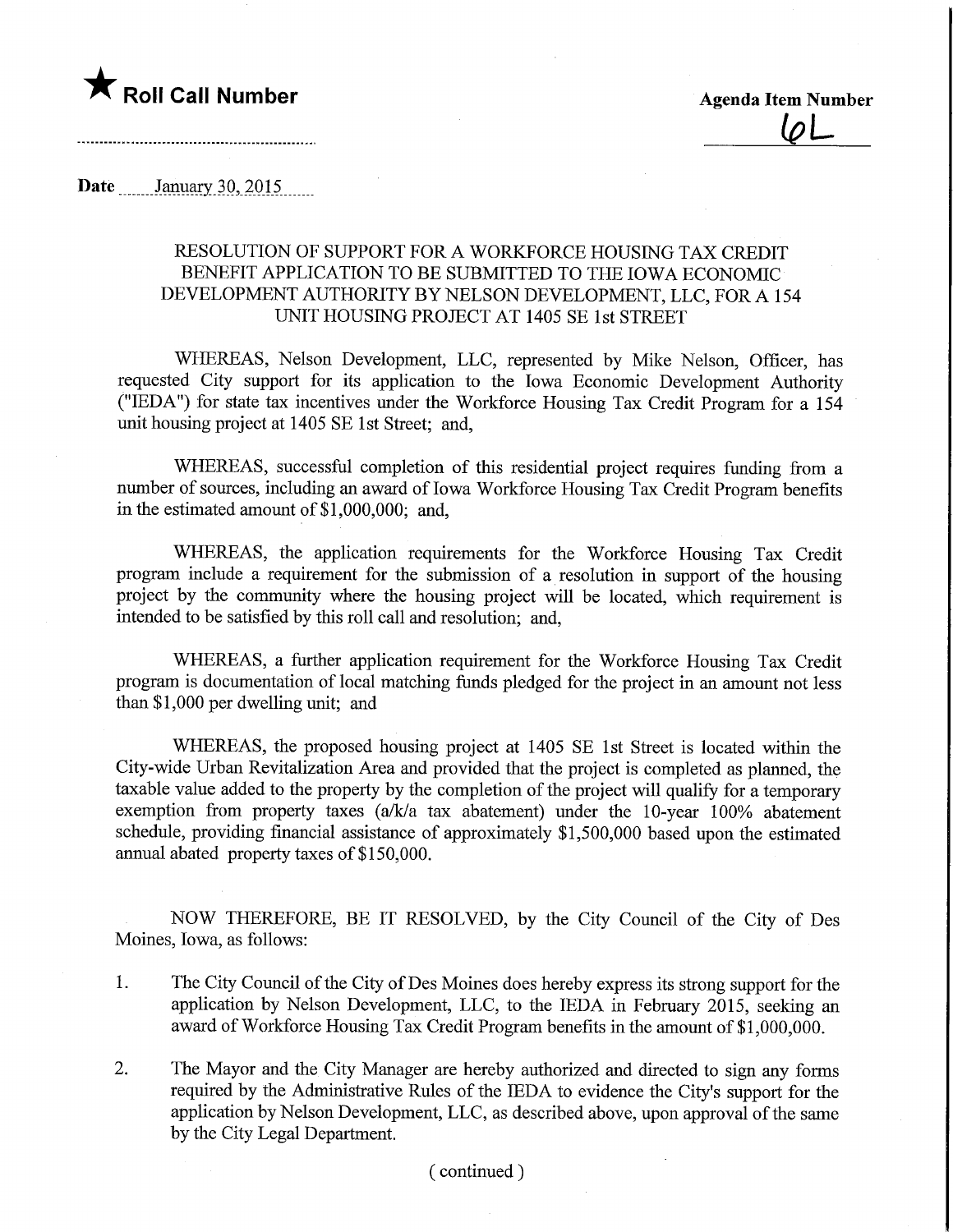★ **Roll Call Number**

**Agenda Item Number**

6L

**Date** January 30, 2015

RESOLUTION OF SUPPORT FOR A WORKFORCE HOUSING TAX CREDIT BENEFIT APPLICATION TO BE SUBMITTED TO THE IOWA ECONOMIC DEVELOPMENT AUTHORITY BY NELSON DEVELOPMENT, LLC, FOR A 154 UNIT HOUSING PROJECT AT 1405 SE 1st STREET

WHEREAS, Nelson Development, LLC, represented by Mike Nelson, Officer, has requested City support for its application to the Iowa Economic Development Authority ("IEDA") for state tax incentives under the Workforce Housing Tax Credit Program for a 154 unit housing project at 1405 SE 1st Street; and,

WHEREAS, successful completion of this residential project requires funding from a number of sources, including an award of Iowa Workforce Housing Tax Credit Program benefits in the estimated amount of $1,000,000; and,

WHEREAS, the application requirements for the Workforce Housing Tax Credit program include a requirement for the submission of a resolution in support of the housing project by the community where the housing project will be located, which requirement is intended to be satisfied by this roll call and resolution; and,

WHEREAS, a further application requirement for the Workforce Housing Tax Credit program is documentation of local matching funds pledged for the project in an amount not less than $1,000 per dwelling unit; and

WHEREAS, the proposed housing project at 1405 SE 1st Street is located within the City-wide Urban Revitalization Area and provided that the project is completed as planned, the taxable value added to the property by the completion of the project will qualify for a temporary exemption from property taxes (a/k/a tax abatement) under the 10-year 100% abatement schedule, providing financial assistance of approximately $1,500,000 based upon the estimated annual abated property taxes of $150,000.

NOW THEREFORE, BE IT RESOLVED, by the City Council of the City of Des Moines, Iowa, as follows:

1. The City Council of the City of Des Moines does hereby express its strong support for the application by Nelson Development, LLC, to the IEDA in February 2015, seeking an award of Workforce Housing Tax Credit Program benefits in the amount of $1,000,000.

2. The Mayor and the City Manager are hereby authorized and directed to sign any forms required by the Administrative Rules of the IEDA to evidence the City's support for the application by Nelson Development, LLC, as described above, upon approval of the same by the City Legal Department.

( continued )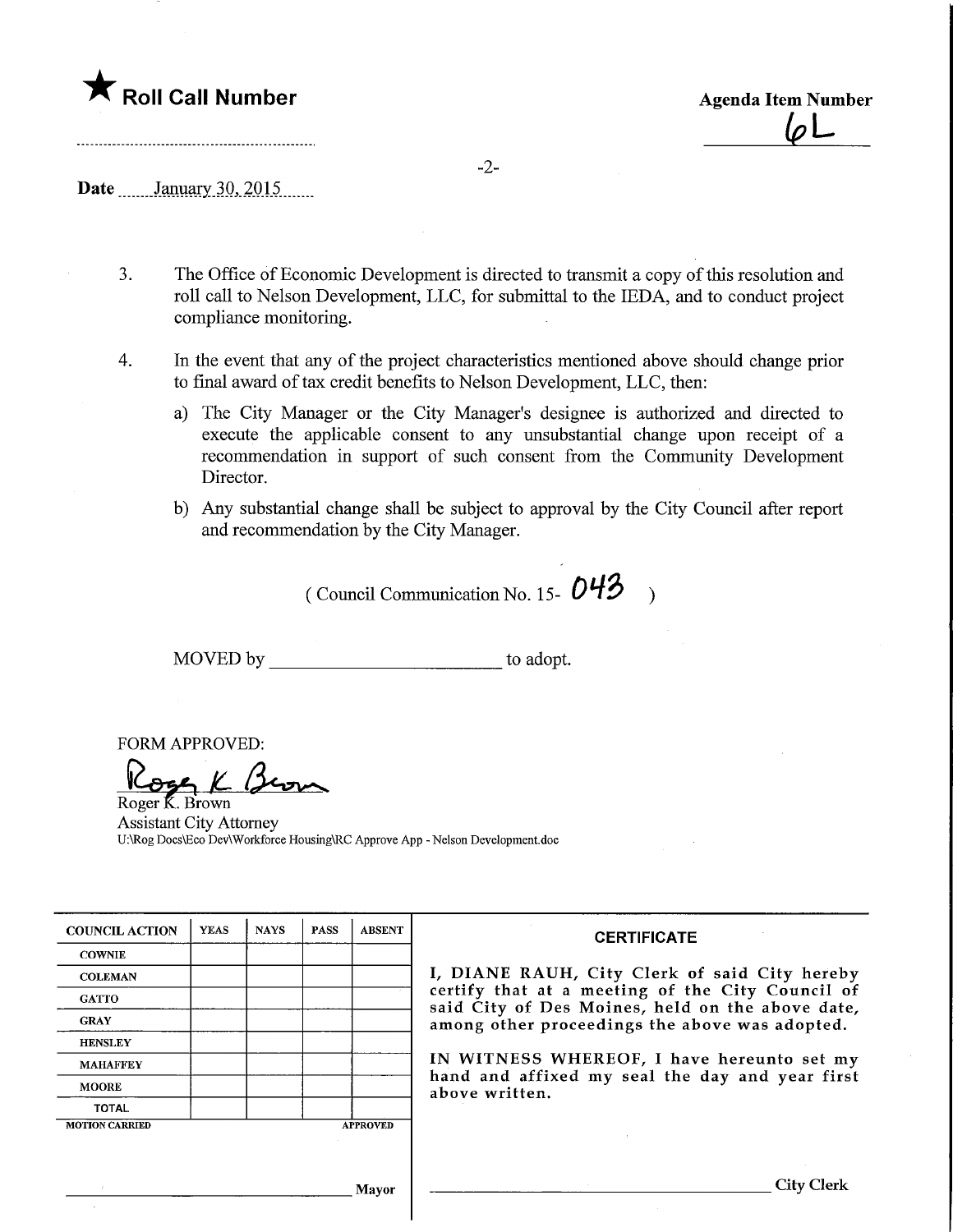★ **Roll Call Number**

**Agenda Item Number**
6L

**Date** January 30, 2015

3. The Office of Economic Development is directed to transmit a copy of this resolution and roll call to Nelson Development, LLC, for submittal to the IEDA, and to conduct project compliance monitoring.

4. In the event that any of the project characteristics mentioned above should change prior to final award of tax credit benefits to Nelson Development, LLC, then:

   a) The City Manager or the City Manager's designee is authorized and directed to execute the applicable consent to any unsubstantial change upon receipt of a recommendation in support of such consent from the Community Development Director.

   b) Any substantial change shall be subject to approval by the City Council after report and recommendation by the City Manager.

( Council Communication No. 15- 043 )

MOVED by ________________________ to adopt.

FORM APPROVED:

Roger K. Brown
Roger K. Brown
Assistant City Attorney
U:\Rog Docs\Eco Dev\Workforce Housing\RC Approve App - Nelson Development.doc

| COUNCIL ACTION | YEAS | NAYS | PASS | ABSENT |
| --- | --- | --- | --- | --- |
| COWNIE | | | | |
| COLEMAN | | | | |
| GATTO | | | | |
| GRAY | | | | |
| HENSLEY | | | | |
| MAHAFFEY | | | | |
| MOORE | | | | |
| TOTAL | | | | |

MOTION CARRIED APPROVED

________________________ Mayor

**CERTIFICATE**

I, DIANE RAUH, City Clerk of said City hereby certify that at a meeting of the City Council of said City of Des Moines, held on the above date, among other proceedings the above was adopted.

IN WITNESS WHEREOF, I have hereunto set my hand and affixed my seal the day and year first above written.

________________________ City Clerk